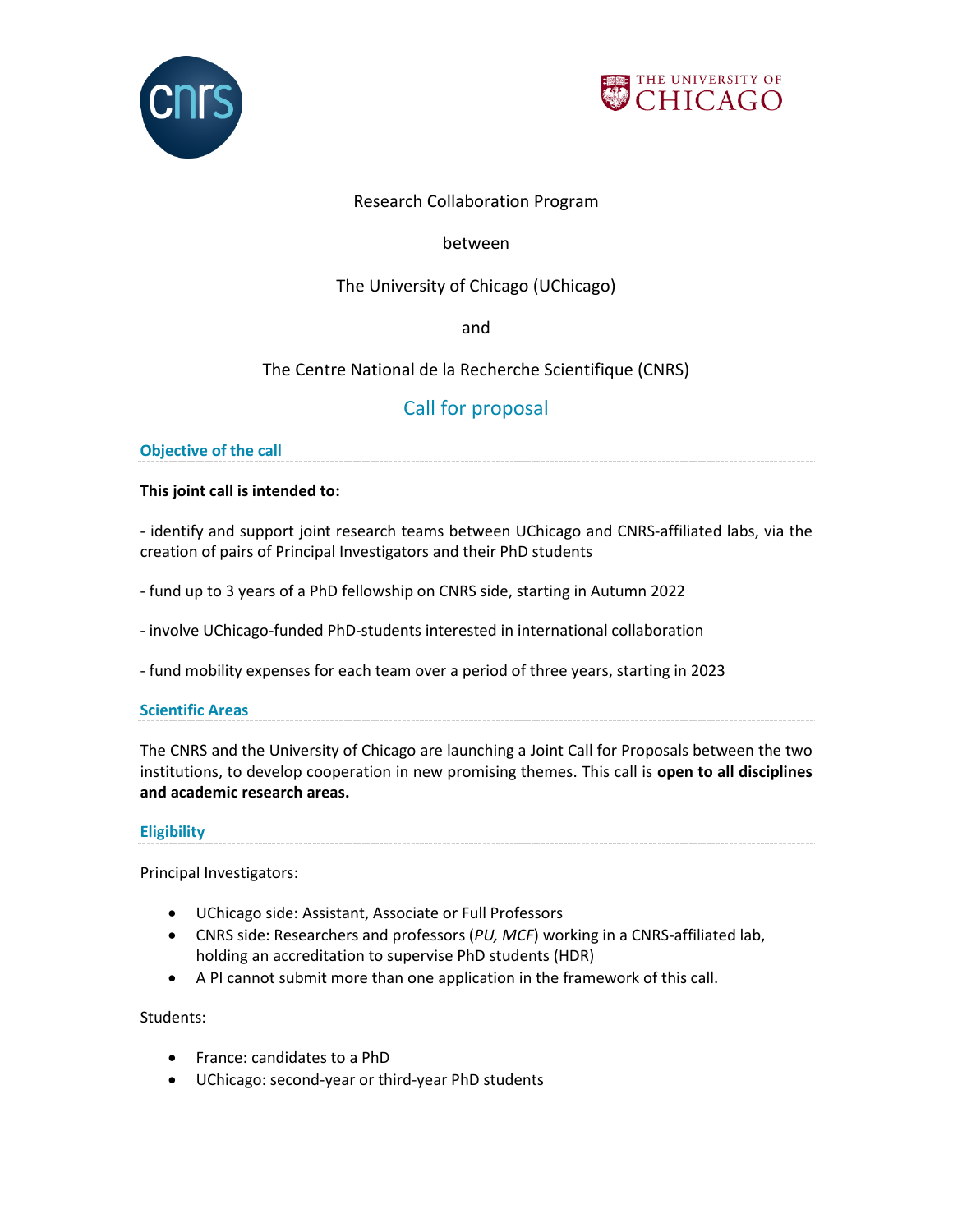Research Collaboration Program

between

The University of Chicago (UChicago)

and

The Centre National de la Recherche Scientifique (CNRS)

# Call for proposal

## Objective of the call

**This joint call is intended to:**

- identify and support joint research teams between UChicago and CNRS-affiliated labs, via the creation of pairs of Principal Investigators and their PhD students

- fund up to 3 years of a PhD fellowship on CNRS side, starting in Autumn 2022

- involve UChicago-funded PhD-students interested in international collaboration

- fund mobility expenses for each team over a period of three years, starting in 2023

## Scientific Areas

The CNRS and the University of Chicago are launching a Joint Call for Proposals between the two institutions, to develop cooperation in new promising themes. This call is **open to all disciplines and academic research areas.**

## Eligibility

Principal Investigators:

- UChicago side: Assistant, Associate or Full Professors
- CNRS side: Researchers and professors (*PU, MCF*) working in a CNRS-affiliated lab, holding an accreditation to supervise PhD students (HDR)
- A PI cannot submit more than one application in the framework of this call.

Students:

- France: candidates to a PhD
- UChicago: second-year or third-year PhD students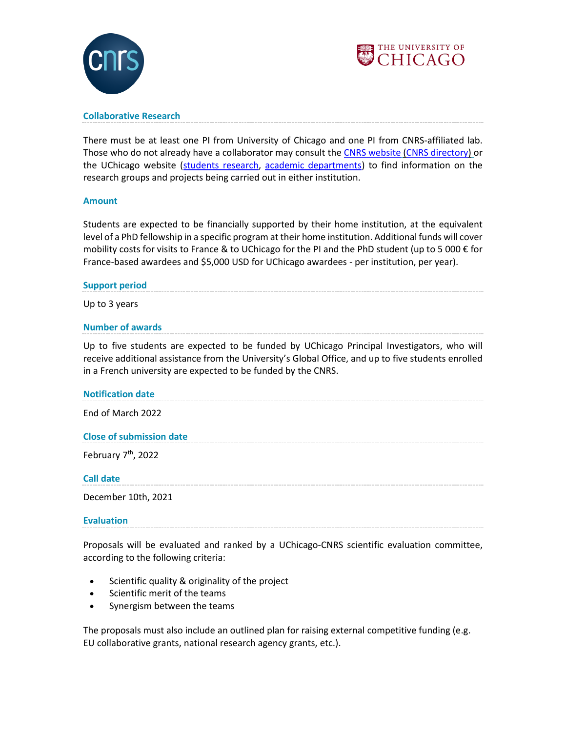## Collaborative Research

There must be at least one PI from University of Chicago and one PI from CNRS-affiliated lab. Those who do not already have a collaborator may consult the CNRS website (CNRS directory) or the UChicago website (students research, academic departments) to find information on the research groups and projects being carried out in either institution.

## Amount

Students are expected to be financially supported by their home institution, at the equivalent level of a PhD fellowship in a specific program at their home institution. Additional funds will cover mobility costs for visits to France & to UChicago for the PI and the PhD student (up to 5 000 € for France-based awardees and $5,000 USD for UChicago awardees - per institution, per year).

## Support period

Up to 3 years

## Number of awards

Up to five students are expected to be funded by UChicago Principal Investigators, who will receive additional assistance from the University's Global Office, and up to five students enrolled in a French university are expected to be funded by the CNRS.

## Notification date

End of March 2022

## Close of submission date

February 7th, 2022

## Call date

December 10th, 2021

## Evaluation

Proposals will be evaluated and ranked by a UChicago-CNRS scientific evaluation committee, according to the following criteria:

- Scientific quality & originality of the project
- Scientific merit of the teams
- Synergism between the teams

The proposals must also include an outlined plan for raising external competitive funding (e.g. EU collaborative grants, national research agency grants, etc.).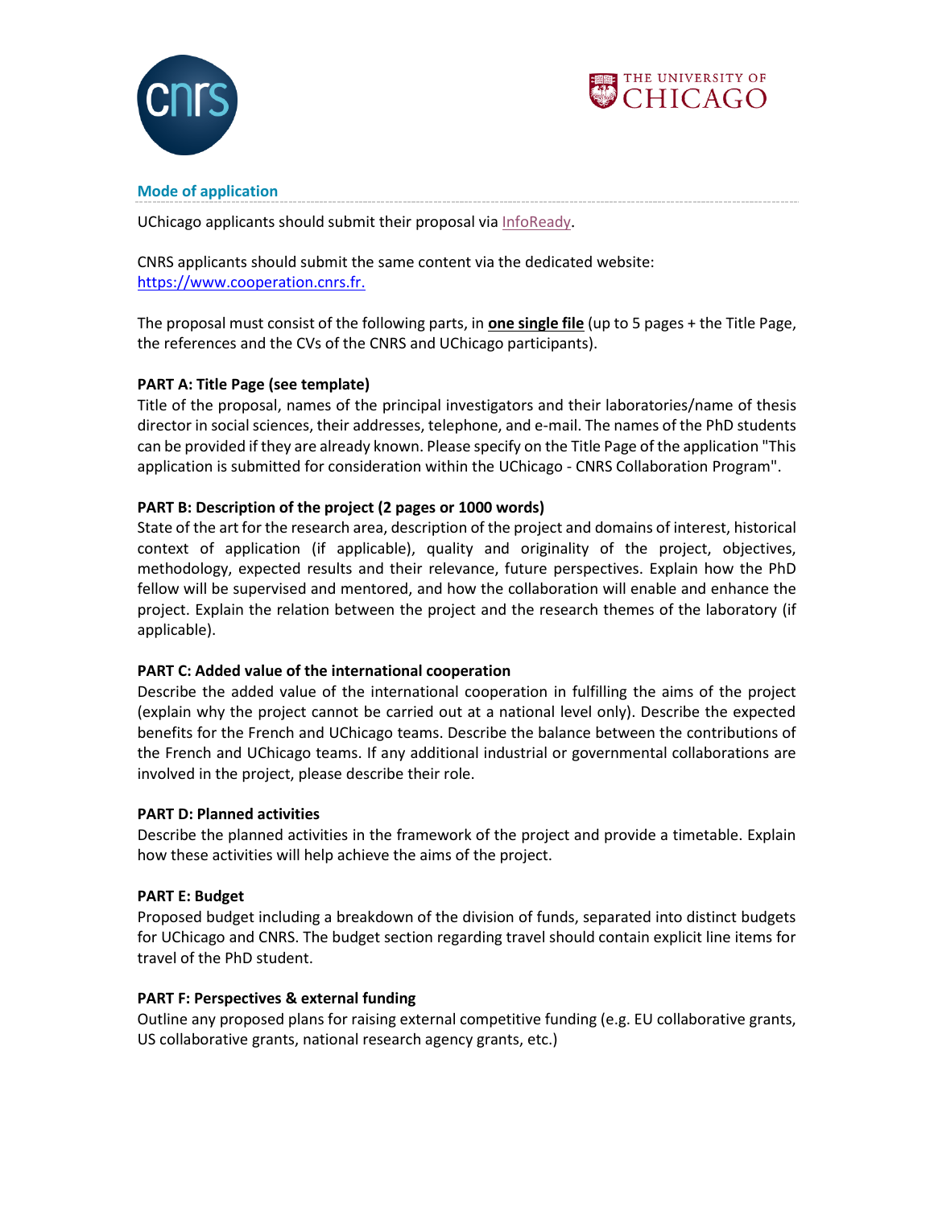## Mode of application

UChicago applicants should submit their proposal via [InfoReady](InfoReady).

CNRS applicants should submit the same content via the dedicated website: [https://www.cooperation.cnrs.fr.](https://www.cooperation.cnrs.fr)

The proposal must consist of the following parts, in **one single file** (up to 5 pages + the Title Page, the references and the CVs of the CNRS and UChicago participants).

**PART A: Title Page (see template)**

Title of the proposal, names of the principal investigators and their laboratories/name of thesis director in social sciences, their addresses, telephone, and e-mail. The names of the PhD students can be provided if they are already known. Please specify on the Title Page of the application "This application is submitted for consideration within the UChicago - CNRS Collaboration Program".

**PART B: Description of the project (2 pages or 1000 words)**

State of the art for the research area, description of the project and domains of interest, historical context of application (if applicable), quality and originality of the project, objectives, methodology, expected results and their relevance, future perspectives. Explain how the PhD fellow will be supervised and mentored, and how the collaboration will enable and enhance the project. Explain the relation between the project and the research themes of the laboratory (if applicable).

**PART C: Added value of the international cooperation**

Describe the added value of the international cooperation in fulfilling the aims of the project (explain why the project cannot be carried out at a national level only). Describe the expected benefits for the French and UChicago teams. Describe the balance between the contributions of the French and UChicago teams. If any additional industrial or governmental collaborations are involved in the project, please describe their role.

**PART D: Planned activities**

Describe the planned activities in the framework of the project and provide a timetable. Explain how these activities will help achieve the aims of the project.

**PART E: Budget**

Proposed budget including a breakdown of the division of funds, separated into distinct budgets for UChicago and CNRS. The budget section regarding travel should contain explicit line items for travel of the PhD student.

**PART F: Perspectives & external funding**

Outline any proposed plans for raising external competitive funding (e.g. EU collaborative grants, US collaborative grants, national research agency grants, etc.)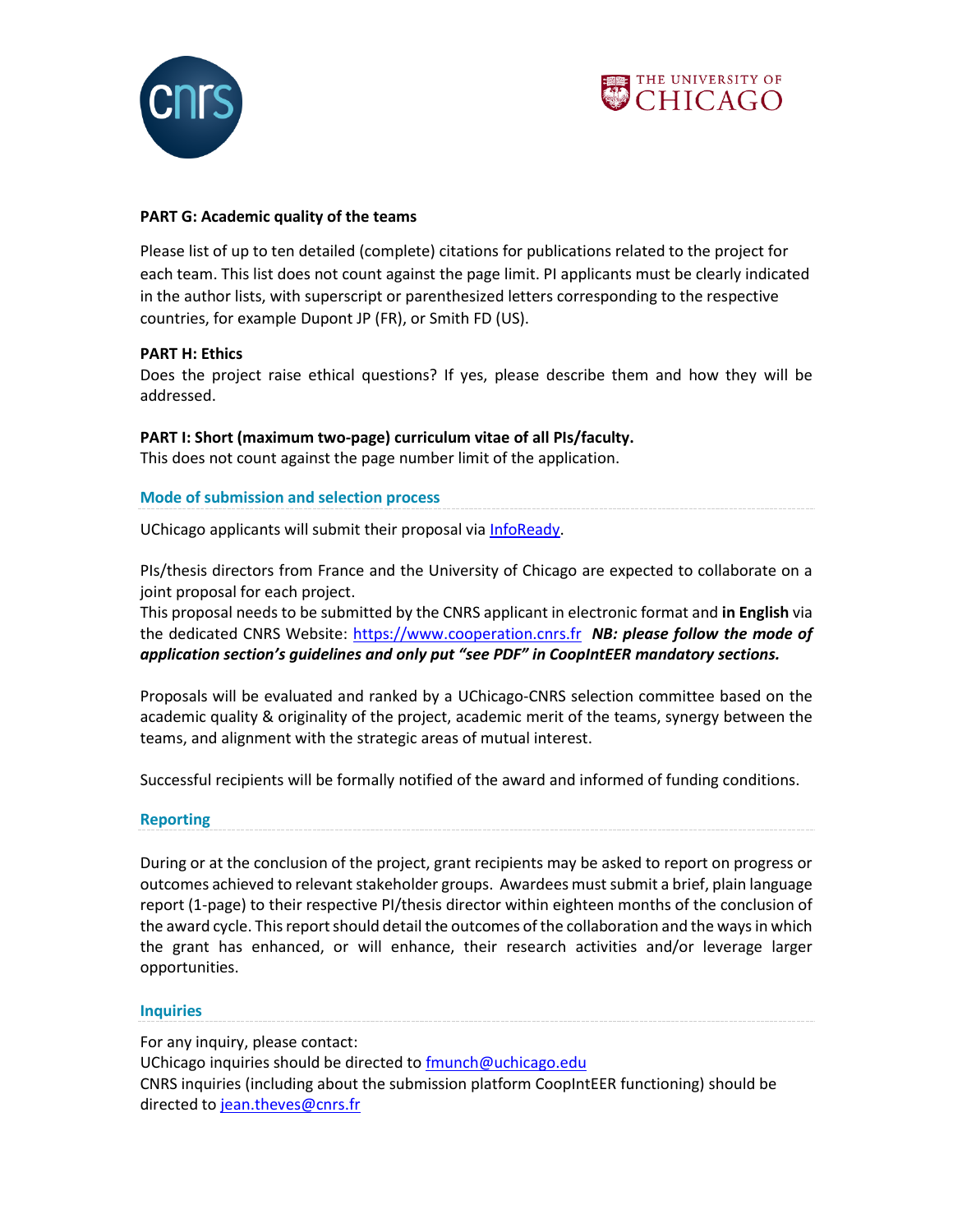**PART G: Academic quality of the teams**

Please list of up to ten detailed (complete) citations for publications related to the project for each team. This list does not count against the page limit. PI applicants must be clearly indicated in the author lists, with superscript or parenthesized letters corresponding to the respective countries, for example Dupont JP (FR), or Smith FD (US).

**PART H: Ethics**

Does the project raise ethical questions? If yes, please describe them and how they will be addressed.

**PART I: Short (maximum two-page) curriculum vitae of all PIs/faculty.**

This does not count against the page number limit of the application.

## Mode of submission and selection process

UChicago applicants will submit their proposal via [InfoReady](InfoReady).

PIs/thesis directors from France and the University of Chicago are expected to collaborate on a joint proposal for each project.

This proposal needs to be submitted by the CNRS applicant in electronic format and **in English** via the dedicated CNRS Website: [https://www.cooperation.cnrs.fr](https://www.cooperation.cnrs.fr) ***NB: please follow the mode of application section's guidelines and only put "see PDF" in CoopIntEER mandatory sections.***

Proposals will be evaluated and ranked by a UChicago-CNRS selection committee based on the academic quality & originality of the project, academic merit of the teams, synergy between the teams, and alignment with the strategic areas of mutual interest.

Successful recipients will be formally notified of the award and informed of funding conditions.

## Reporting

During or at the conclusion of the project, grant recipients may be asked to report on progress or outcomes achieved to relevant stakeholder groups. Awardees must submit a brief, plain language report (1-page) to their respective PI/thesis director within eighteen months of the conclusion of the award cycle. This report should detail the outcomes of the collaboration and the ways in which the grant has enhanced, or will enhance, their research activities and/or leverage larger opportunities.

## Inquiries

For any inquiry, please contact:

UChicago inquiries should be directed to [fmunch@uchicago.edu](mailto:fmunch@uchicago.edu)

CNRS inquiries (including about the submission platform CoopIntEER functioning) should be directed to [jean.theves@cnrs.fr](mailto:jean.theves@cnrs.fr)